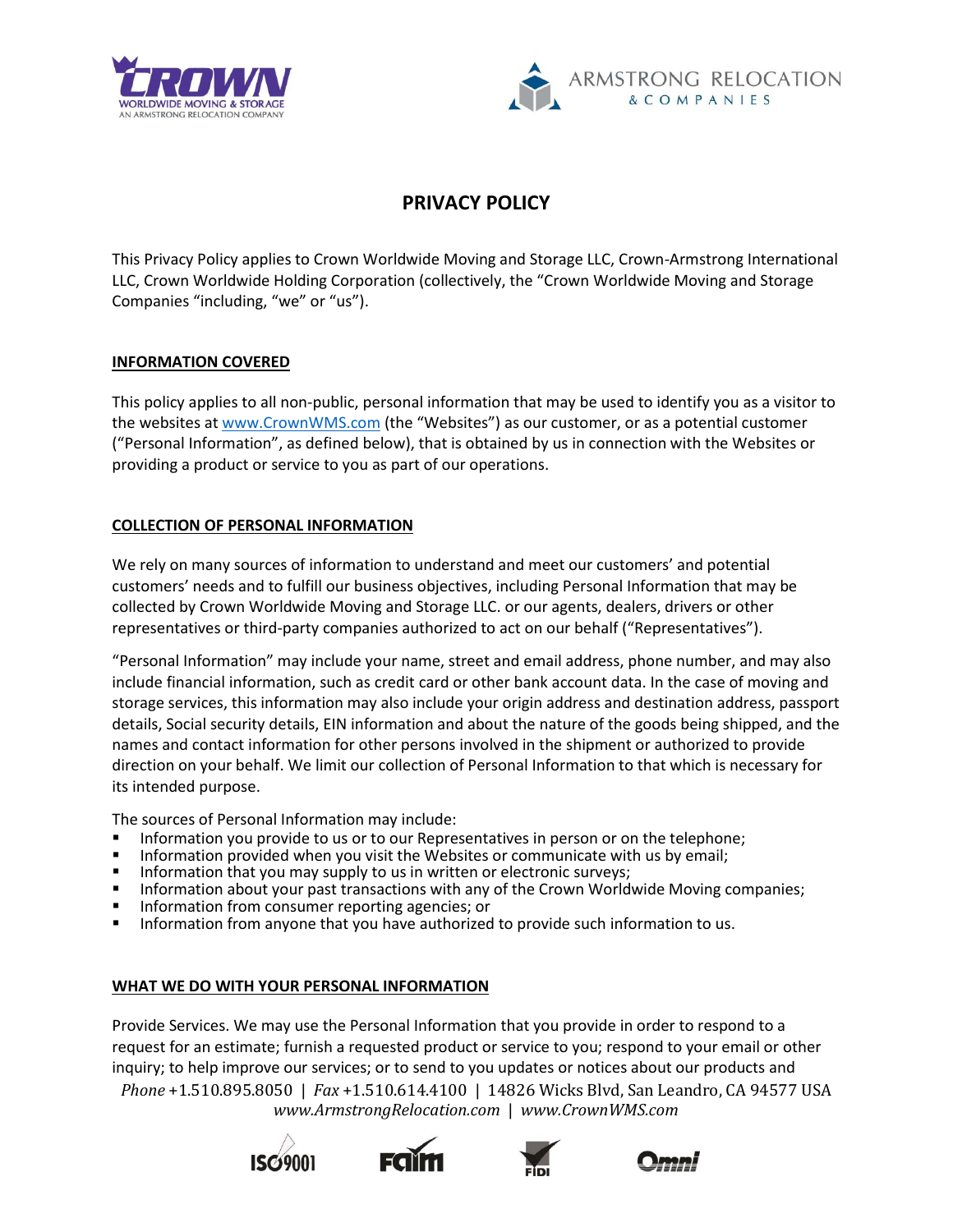# PRIVACY POLICY

This Privacy Policy applies to Crown Worldwide Moving and Storage LLC, Crown-Armstrong International LLC, Crown Worldwide Holding Corporation (collectively, the "Crown Worldwide Moving and Storage Companies "including, "we" or "us").

## INFORMATION COVERED

This policy applies to all non-public, personal information that may be used to identify you as a visitor to the websites at www.CrownWMS.com (the "Websites") as our customer, or as a potential customer ("Personal Information", as defined below), that is obtained by us in connection with the Websites or providing a product or service to you as part of our operations.

## COLLECTION OF PERSONAL INFORMATION

We rely on many sources of information to understand and meet our customers' and potential customers' needs and to fulfill our business objectives, including Personal Information that may be collected by Crown Worldwide Moving and Storage LLC. or our agents, dealers, drivers or other representatives or third-party companies authorized to act on our behalf ("Representatives").

"Personal Information" may include your name, street and email address, phone number, and may also include financial information, such as credit card or other bank account data. In the case of moving and storage services, this information may also include your origin address and destination address, passport details, Social security details, EIN information and about the nature of the goods being shipped, and the names and contact information for other persons involved in the shipment or authorized to provide direction on your behalf. We limit our collection of Personal Information to that which is necessary for its intended purpose.

The sources of Personal Information may include:

- Information you provide to us or to our Representatives in person or on the telephone;
- Information provided when you visit the Websites or communicate with us by email;
- Information that you may supply to us in written or electronic surveys;
- Information about your past transactions with any of the Crown Worldwide Moving companies;
- Information from consumer reporting agencies; or
- Information from anyone that you have authorized to provide such information to us.

## WHAT WE DO WITH YOUR PERSONAL INFORMATION

Provide Services. We may use the Personal Information that you provide in order to respond to a request for an estimate; furnish a requested product or service to you; respond to your email or other inquiry; to help improve our services; or to send to you updates or notices about our products and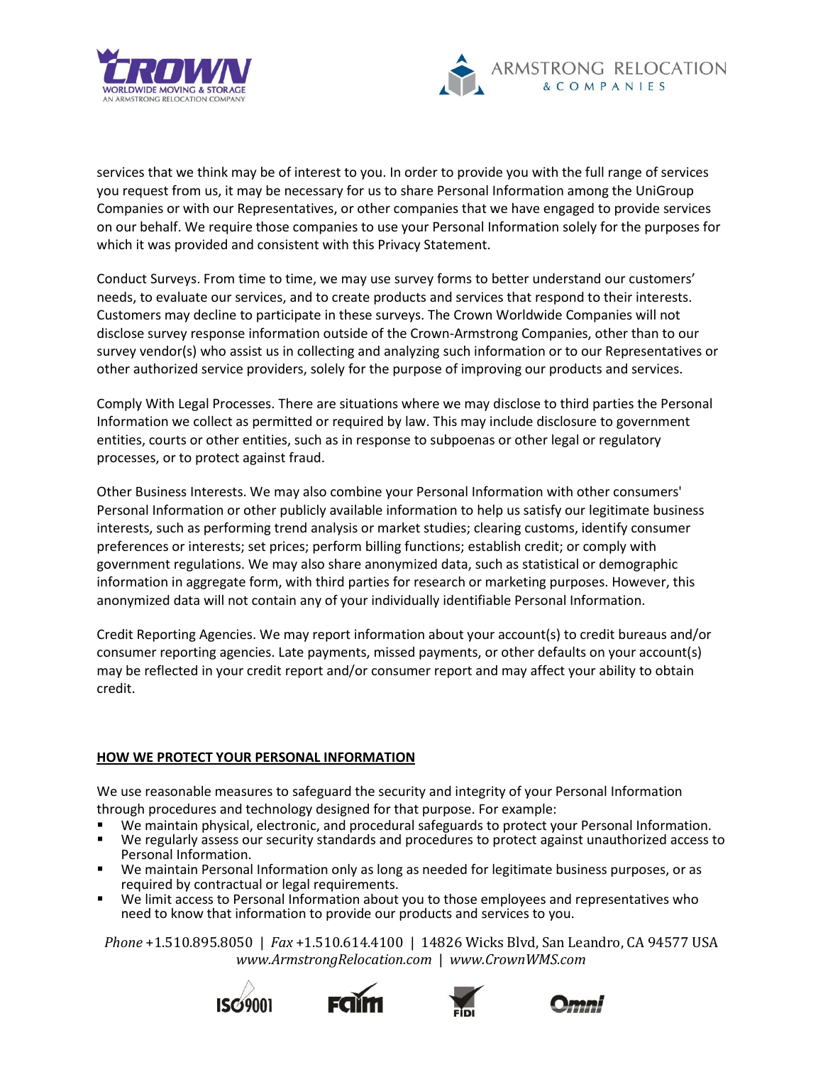services that we think may be of interest to you. In order to provide you with the full range of services you request from us, it may be necessary for us to share Personal Information among the UniGroup Companies or with our Representatives, or other companies that we have engaged to provide services on our behalf. We require those companies to use your Personal Information solely for the purposes for which it was provided and consistent with this Privacy Statement.

Conduct Surveys. From time to time, we may use survey forms to better understand our customers' needs, to evaluate our services, and to create products and services that respond to their interests. Customers may decline to participate in these surveys. The Crown Worldwide Companies will not disclose survey response information outside of the Crown-Armstrong Companies, other than to our survey vendor(s) who assist us in collecting and analyzing such information or to our Representatives or other authorized service providers, solely for the purpose of improving our products and services.

Comply With Legal Processes. There are situations where we may disclose to third parties the Personal Information we collect as permitted or required by law. This may include disclosure to government entities, courts or other entities, such as in response to subpoenas or other legal or regulatory processes, or to protect against fraud.

Other Business Interests. We may also combine your Personal Information with other consumers' Personal Information or other publicly available information to help us satisfy our legitimate business interests, such as performing trend analysis or market studies; clearing customs, identify consumer preferences or interests; set prices; perform billing functions; establish credit; or comply with government regulations. We may also share anonymized data, such as statistical or demographic information in aggregate form, with third parties for research or marketing purposes. However, this anonymized data will not contain any of your individually identifiable Personal Information.

Credit Reporting Agencies. We may report information about your account(s) to credit bureaus and/or consumer reporting agencies. Late payments, missed payments, or other defaults on your account(s) may be reflected in your credit report and/or consumer report and may affect your ability to obtain credit.

## HOW WE PROTECT YOUR PERSONAL INFORMATION

We use reasonable measures to safeguard the security and integrity of your Personal Information through procedures and technology designed for that purpose. For example:

- We maintain physical, electronic, and procedural safeguards to protect your Personal Information.
- We regularly assess our security standards and procedures to protect against unauthorized access to Personal Information.
- We maintain Personal Information only as long as needed for legitimate business purposes, or as required by contractual or legal requirements.
- We limit access to Personal Information about you to those employees and representatives who need to know that information to provide our products and services to you.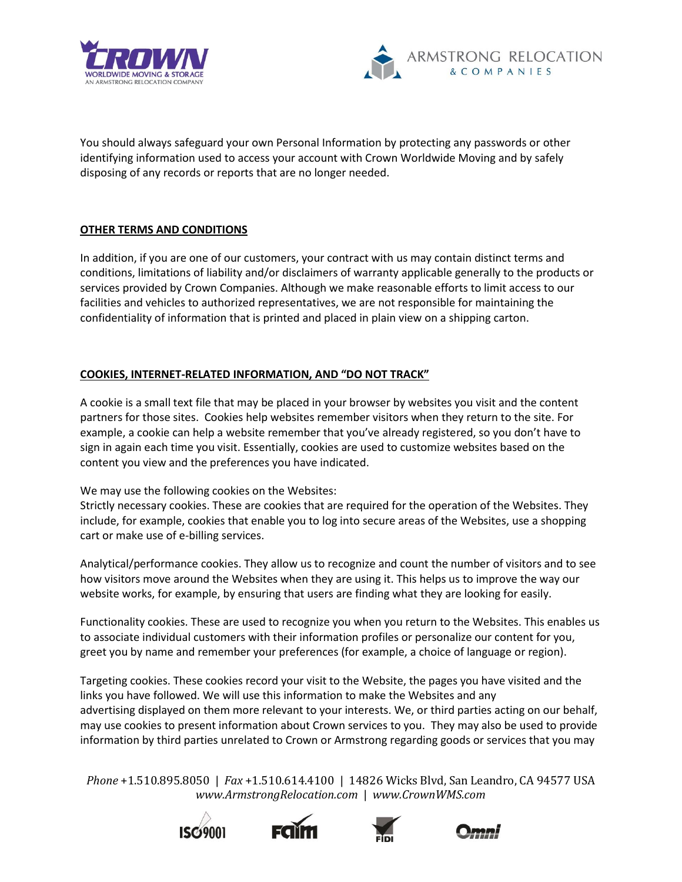You should always safeguard your own Personal Information by protecting any passwords or other identifying information used to access your account with Crown Worldwide Moving and by safely disposing of any records or reports that are no longer needed.

## OTHER TERMS AND CONDITIONS

In addition, if you are one of our customers, your contract with us may contain distinct terms and conditions, limitations of liability and/or disclaimers of warranty applicable generally to the products or services provided by Crown Companies. Although we make reasonable efforts to limit access to our facilities and vehicles to authorized representatives, we are not responsible for maintaining the confidentiality of information that is printed and placed in plain view on a shipping carton.

## COOKIES, INTERNET-RELATED INFORMATION, AND "DO NOT TRACK"

A cookie is a small text file that may be placed in your browser by websites you visit and the content partners for those sites. Cookies help websites remember visitors when they return to the site. For example, a cookie can help a website remember that you've already registered, so you don't have to sign in again each time you visit. Essentially, cookies are used to customize websites based on the content you view and the preferences you have indicated.

We may use the following cookies on the Websites:
Strictly necessary cookies. These are cookies that are required for the operation of the Websites. They include, for example, cookies that enable you to log into secure areas of the Websites, use a shopping cart or make use of e-billing services.

Analytical/performance cookies. They allow us to recognize and count the number of visitors and to see how visitors move around the Websites when they are using it. This helps us to improve the way our website works, for example, by ensuring that users are finding what they are looking for easily.

Functionality cookies. These are used to recognize you when you return to the Websites. This enables us to associate individual customers with their information profiles or personalize our content for you, greet you by name and remember your preferences (for example, a choice of language or region).

Targeting cookies. These cookies record your visit to the Website, the pages you have visited and the links you have followed. We will use this information to make the Websites and any advertising displayed on them more relevant to your interests. We, or third parties acting on our behalf, may use cookies to present information about Crown services to you. They may also be used to provide information by third parties unrelated to Crown or Armstrong regarding goods or services that you may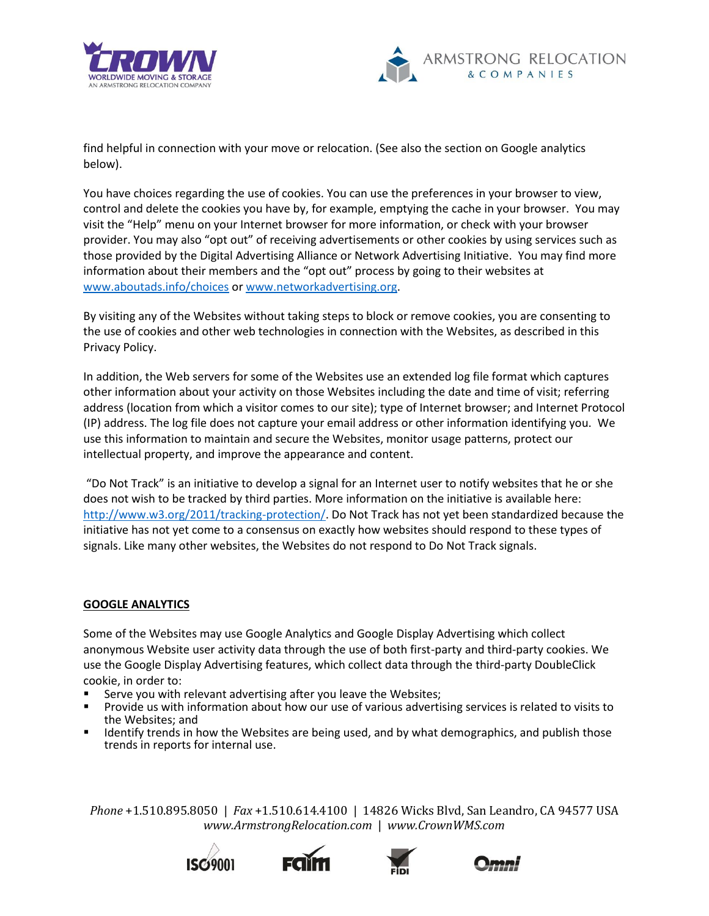find helpful in connection with your move or relocation. (See also the section on Google analytics below).

You have choices regarding the use of cookies. You can use the preferences in your browser to view, control and delete the cookies you have by, for example, emptying the cache in your browser. You may visit the "Help" menu on your Internet browser for more information, or check with your browser provider. You may also "opt out" of receiving advertisements or other cookies by using services such as those provided by the Digital Advertising Alliance or Network Advertising Initiative. You may find more information about their members and the "opt out" process by going to their websites at www.aboutads.info/choices or www.networkadvertising.org.

By visiting any of the Websites without taking steps to block or remove cookies, you are consenting to the use of cookies and other web technologies in connection with the Websites, as described in this Privacy Policy.

In addition, the Web servers for some of the Websites use an extended log file format which captures other information about your activity on those Websites including the date and time of visit; referring address (location from which a visitor comes to our site); type of Internet browser; and Internet Protocol (IP) address. The log file does not capture your email address or other information identifying you. We use this information to maintain and secure the Websites, monitor usage patterns, protect our intellectual property, and improve the appearance and content.

"Do Not Track" is an initiative to develop a signal for an Internet user to notify websites that he or she does not wish to be tracked by third parties. More information on the initiative is available here: http://www.w3.org/2011/tracking-protection/. Do Not Track has not yet been standardized because the initiative has not yet come to a consensus on exactly how websites should respond to these types of signals. Like many other websites, the Websites do not respond to Do Not Track signals.

## GOOGLE ANALYTICS

Some of the Websites may use Google Analytics and Google Display Advertising which collect anonymous Website user activity data through the use of both first-party and third-party cookies. We use the Google Display Advertising features, which collect data through the third-party DoubleClick cookie, in order to:

- Serve you with relevant advertising after you leave the Websites;
- Provide us with information about how our use of various advertising services is related to visits to the Websites; and
- Identify trends in how the Websites are being used, and by what demographics, and publish those trends in reports for internal use.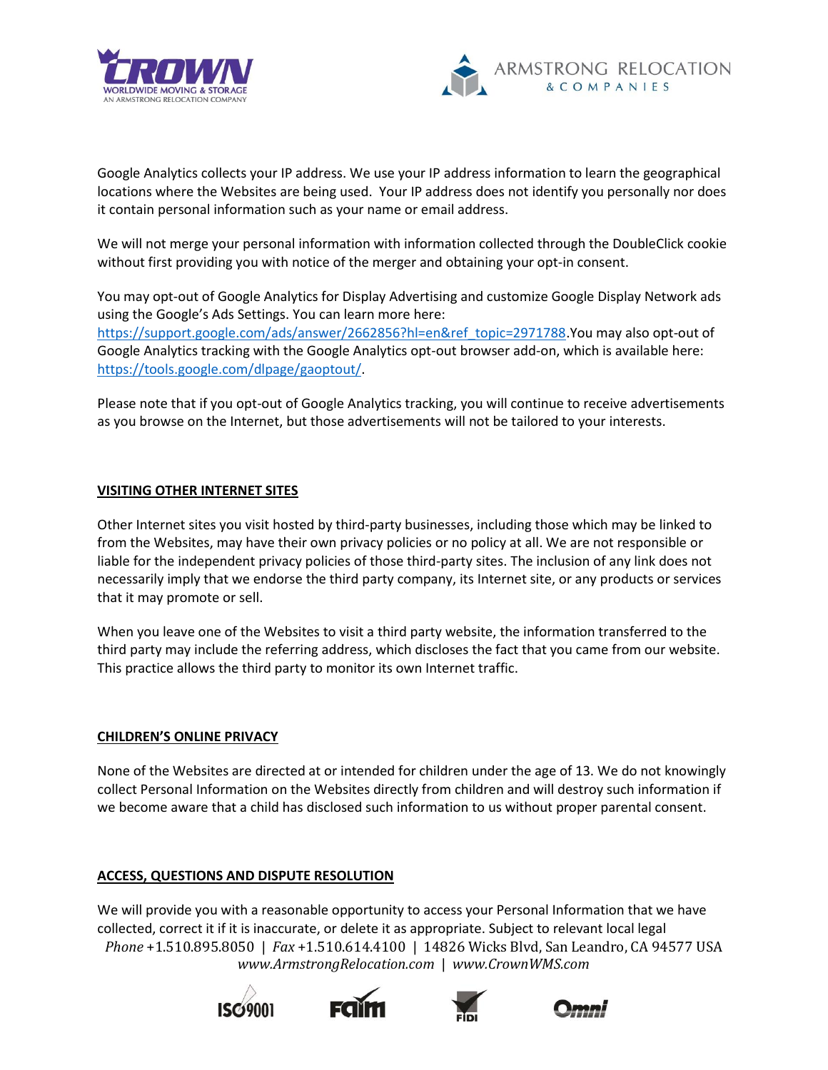Google Analytics collects your IP address. We use your IP address information to learn the geographical locations where the Websites are being used. Your IP address does not identify you personally nor does it contain personal information such as your name or email address.

We will not merge your personal information with information collected through the DoubleClick cookie without first providing you with notice of the merger and obtaining your opt-in consent.

You may opt-out of Google Analytics for Display Advertising and customize Google Display Network ads using the Google's Ads Settings. You can learn more here: https://support.google.com/ads/answer/2662856?hl=en&ref_topic=2971788.You may also opt-out of Google Analytics tracking with the Google Analytics opt-out browser add-on, which is available here: https://tools.google.com/dlpage/gaoptout/.

Please note that if you opt-out of Google Analytics tracking, you will continue to receive advertisements as you browse on the Internet, but those advertisements will not be tailored to your interests.

## VISITING OTHER INTERNET SITES

Other Internet sites you visit hosted by third-party businesses, including those which may be linked to from the Websites, may have their own privacy policies or no policy at all. We are not responsible or liable for the independent privacy policies of those third-party sites. The inclusion of any link does not necessarily imply that we endorse the third party company, its Internet site, or any products or services that it may promote or sell.

When you leave one of the Websites to visit a third party website, the information transferred to the third party may include the referring address, which discloses the fact that you came from our website. This practice allows the third party to monitor its own Internet traffic.

## CHILDREN'S ONLINE PRIVACY

None of the Websites are directed at or intended for children under the age of 13. We do not knowingly collect Personal Information on the Websites directly from children and will destroy such information if we become aware that a child has disclosed such information to us without proper parental consent.

## ACCESS, QUESTIONS AND DISPUTE RESOLUTION

We will provide you with a reasonable opportunity to access your Personal Information that we have collected, correct it if it is inaccurate, or delete it as appropriate. Subject to relevant local legal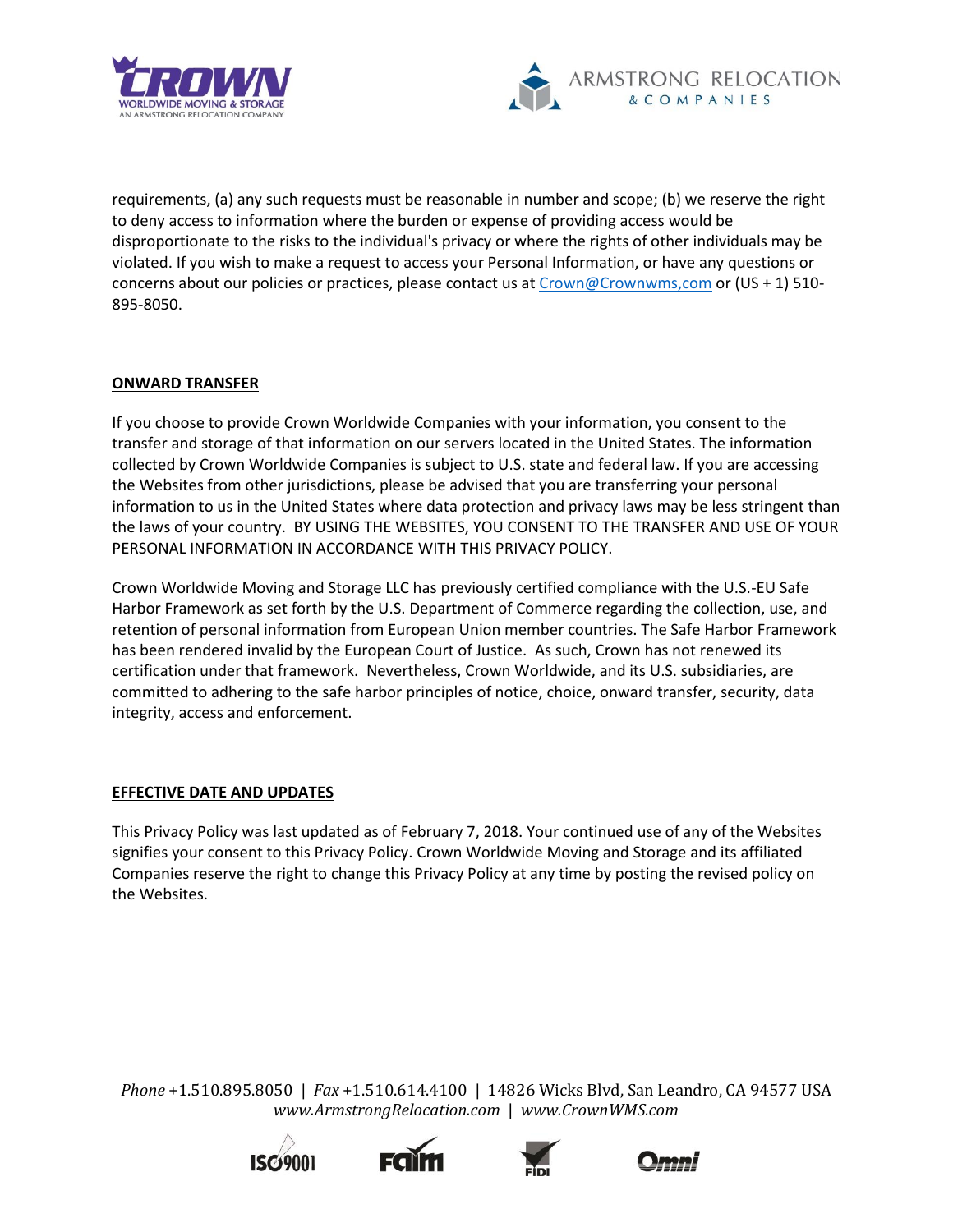requirements, (a) any such requests must be reasonable in number and scope; (b) we reserve the right to deny access to information where the burden or expense of providing access would be disproportionate to the risks to the individual's privacy or where the rights of other individuals may be violated. If you wish to make a request to access your Personal Information, or have any questions or concerns about our policies or practices, please contact us at Crown@Crownwms,com or (US + 1) 510-895-8050.

**ONWARD TRANSFER**

If you choose to provide Crown Worldwide Companies with your information, you consent to the transfer and storage of that information on our servers located in the United States. The information collected by Crown Worldwide Companies is subject to U.S. state and federal law. If you are accessing the Websites from other jurisdictions, please be advised that you are transferring your personal information to us in the United States where data protection and privacy laws may be less stringent than the laws of your country. BY USING THE WEBSITES, YOU CONSENT TO THE TRANSFER AND USE OF YOUR PERSONAL INFORMATION IN ACCORDANCE WITH THIS PRIVACY POLICY.

Crown Worldwide Moving and Storage LLC has previously certified compliance with the U.S.-EU Safe Harbor Framework as set forth by the U.S. Department of Commerce regarding the collection, use, and retention of personal information from European Union member countries. The Safe Harbor Framework has been rendered invalid by the European Court of Justice. As such, Crown has not renewed its certification under that framework. Nevertheless, Crown Worldwide, and its U.S. subsidiaries, are committed to adhering to the safe harbor principles of notice, choice, onward transfer, security, data integrity, access and enforcement.

**EFFECTIVE DATE AND UPDATES**

This Privacy Policy was last updated as of February 7, 2018. Your continued use of any of the Websites signifies your consent to this Privacy Policy. Crown Worldwide Moving and Storage and its affiliated Companies reserve the right to change this Privacy Policy at any time by posting the revised policy on the Websites.